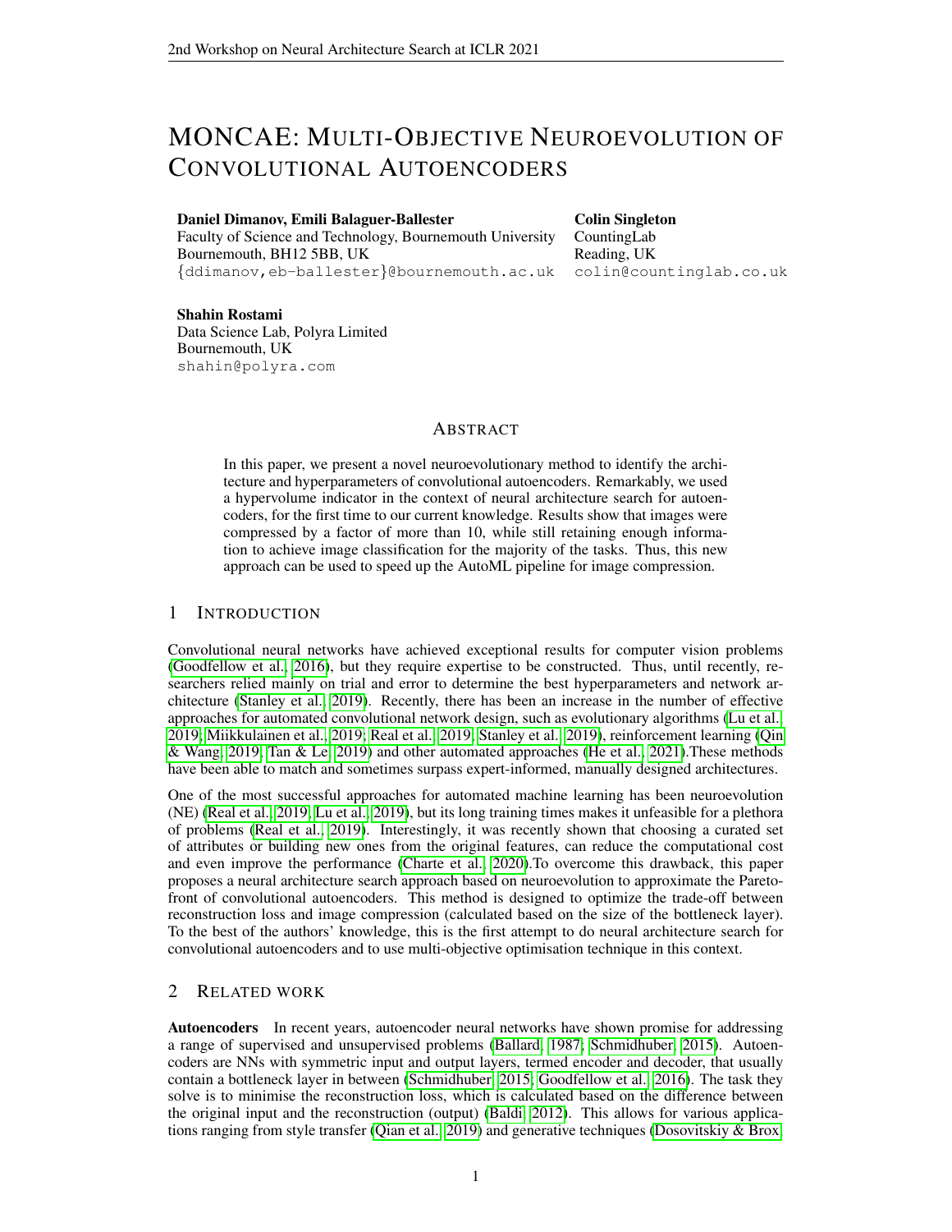# MONCAE: Multi-Objective Neuroevolution of Convolutional Autoencoders

**Daniel Dimanov, Emili Balaguer-Ballester**
Faculty of Science and Technology, Bournemouth University
Bournemouth, BH12 5BB, UK
{ddimanov,eb-ballester}@bournemouth.ac.uk

**Colin Singleton**
CountingLab
Reading, UK
colin@countinglab.co.uk

**Shahin Rostami**
Data Science Lab, Polyra Limited
Bournemouth, UK
shahin@polyra.com

## Abstract

In this paper, we present a novel neuroevolutionary method to identify the architecture and hyperparameters of convolutional autoencoders. Remarkably, we used a hypervolume indicator in the context of neural architecture search for autoencoders, for the first time to our current knowledge. Results show that images were compressed by a factor of more than 10, while still retaining enough information to achieve image classification for the majority of the tasks. Thus, this new approach can be used to speed up the AutoML pipeline for image compression.

## 1 Introduction

Convolutional neural networks have achieved exceptional results for computer vision problems (Goodfellow et al., 2016), but they require expertise to be constructed. Thus, until recently, researchers relied mainly on trial and error to determine the best hyperparameters and network architecture (Stanley et al., 2019). Recently, there has been an increase in the number of effective approaches for automated convolutional network design, such as evolutionary algorithms (Lu et al., 2019; Miikkulainen et al., 2019; Real et al., 2019; Stanley et al., 2019), reinforcement learning (Qin & Wang, 2019; Tan & Le, 2019) and other automated approaches (He et al., 2021).These methods have been able to match and sometimes surpass expert-informed, manually designed architectures.

One of the most successful approaches for automated machine learning has been neuroevolution (NE) (Real et al., 2019; Lu et al., 2019), but its long training times makes it unfeasible for a plethora of problems (Real et al., 2019). Interestingly, it was recently shown that choosing a curated set of attributes or building new ones from the original features, can reduce the computational cost and even improve the performance (Charte et al., 2020).To overcome this drawback, this paper proposes a neural architecture search approach based on neuroevolution to approximate the Pareto-front of convolutional autoencoders. This method is designed to optimize the trade-off between reconstruction loss and image compression (calculated based on the size of the bottleneck layer). To the best of the authors' knowledge, this is the first attempt to do neural architecture search for convolutional autoencoders and to use multi-objective optimisation technique in this context.

## 2 Related work

**Autoencoders** In recent years, autoencoder neural networks have shown promise for addressing a range of supervised and unsupervised problems (Ballard, 1987; Schmidhuber, 2015). Autoencoders are NNs with symmetric input and output layers, termed encoder and decoder, that usually contain a bottleneck layer in between (Schmidhuber, 2015; Goodfellow et al., 2016). The task they solve is to minimise the reconstruction loss, which is calculated based on the difference between the original input and the reconstruction (output) (Baldi, 2012). This allows for various applications ranging from style transfer (Qian et al., 2019) and generative techniques (Dosovitskiy & Brox,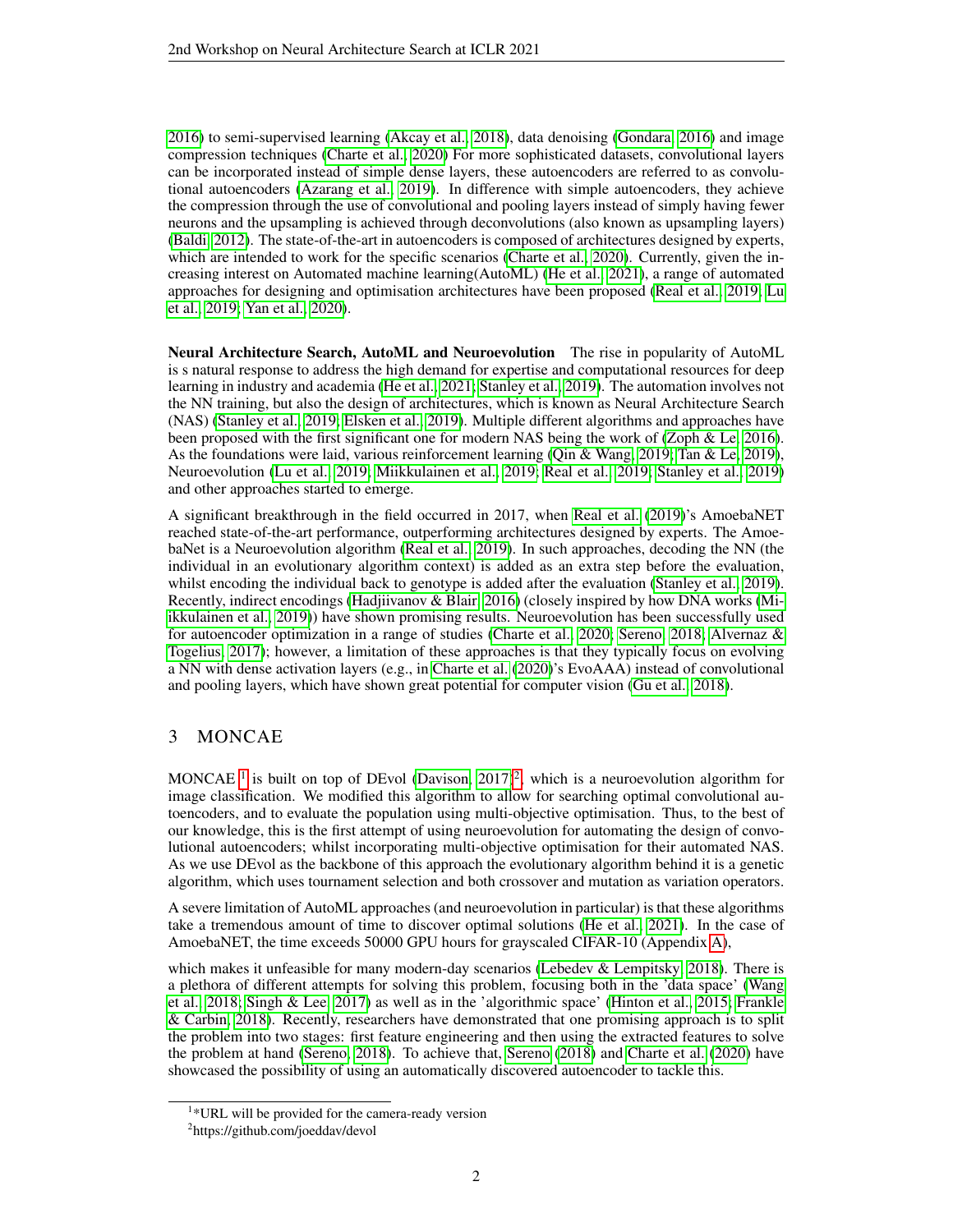2016) to semi-supervised learning (Akcay et al., 2018), data denoising (Gondara, 2016) and image compression techniques (Charte et al., 2020) For more sophisticated datasets, convolutional layers can be incorporated instead of simple dense layers, these autoencoders are referred to as convolutional autoencoders (Azarang et al., 2019). In difference with simple autoencoders, they achieve the compression through the use of convolutional and pooling layers instead of simply having fewer neurons and the upsampling is achieved through deconvolutions (also known as upsampling layers) (Baldi, 2012). The state-of-the-art in autoencoders is composed of architectures designed by experts, which are intended to work for the specific scenarios (Charte et al., 2020). Currently, given the increasing interest on Automated machine learning(AutoML) (He et al., 2021), a range of automated approaches for designing and optimisation architectures have been proposed (Real et al., 2019; Lu et al., 2019; Yan et al., 2020).

**Neural Architecture Search, AutoML and Neuroevolution** The rise in popularity of AutoML is s natural response to address the high demand for expertise and computational resources for deep learning in industry and academia (He et al., 2021; Stanley et al., 2019). The automation involves not the NN training, but also the design of architectures, which is known as Neural Architecture Search (NAS) (Stanley et al., 2019; Elsken et al., 2019). Multiple different algorithms and approaches have been proposed with the first significant one for modern NAS being the work of (Zoph & Le, 2016). As the foundations were laid, various reinforcement learning (Qin & Wang, 2019; Tan & Le, 2019), Neuroevolution (Lu et al., 2019; Miikkulainen et al., 2019; Real et al., 2019; Stanley et al., 2019) and other approaches started to emerge.

A significant breakthrough in the field occurred in 2017, when Real et al. (2019)'s AmoebaNET reached state-of-the-art performance, outperforming architectures designed by experts. The AmoebaNet is a Neuroevolution algorithm (Real et al., 2019). In such approaches, decoding the NN (the individual in an evolutionary algorithm context) is added as an extra step before the evaluation, whilst encoding the individual back to genotype is added after the evaluation (Stanley et al., 2019). Recently, indirect encodings (Hadjiivanov & Blair, 2016) (closely inspired by how DNA works (Miikkulainen et al., 2019)) have shown promising results. Neuroevolution has been successfully used for autoencoder optimization in a range of studies (Charte et al., 2020; Sereno, 2018; Alvernaz & Togelius, 2017); however, a limitation of these approaches is that they typically focus on evolving a NN with dense activation layers (e.g., in Charte et al. (2020)'s EvoAAA) instead of convolutional and pooling layers, which have shown great potential for computer vision (Gu et al., 2018).

## 3 MONCAE

MONCAE [1] is built on top of DEvol (Davison, 2017)[2], which is a neuroevolution algorithm for image classification. We modified this algorithm to allow for searching optimal convolutional autoencoders, and to evaluate the population using multi-objective optimisation. Thus, to the best of our knowledge, this is the first attempt of using neuroevolution for automating the design of convolutional autoencoders; whilst incorporating multi-objective optimisation for their automated NAS. As we use DEvol as the backbone of this approach the evolutionary algorithm behind it is a genetic algorithm, which uses tournament selection and both crossover and mutation as variation operators.

A severe limitation of AutoML approaches (and neuroevolution in particular) is that these algorithms take a tremendous amount of time to discover optimal solutions (He et al., 2021). In the case of AmoebaNET, the time exceeds 50000 GPU hours for grayscaled CIFAR-10 (Appendix A),

which makes it unfeasible for many modern-day scenarios (Lebedev & Lempitsky, 2018). There is a plethora of different attempts for solving this problem, focusing both in the 'data space' (Wang et al., 2018; Singh & Lee, 2017) as well as in the 'algorithmic space' (Hinton et al., 2015; Frankle & Carbin, 2018). Recently, researchers have demonstrated that one promising approach is to split the problem into two stages: first feature engineering and then using the extracted features to solve the problem at hand (Sereno, 2018). To achieve that, Sereno (2018) and Charte et al. (2020) have showcased the possibility of using an automatically discovered autoencoder to tackle this.

[1] *URL will be provided for the camera-ready version

[2] https://github.com/joeddav/devol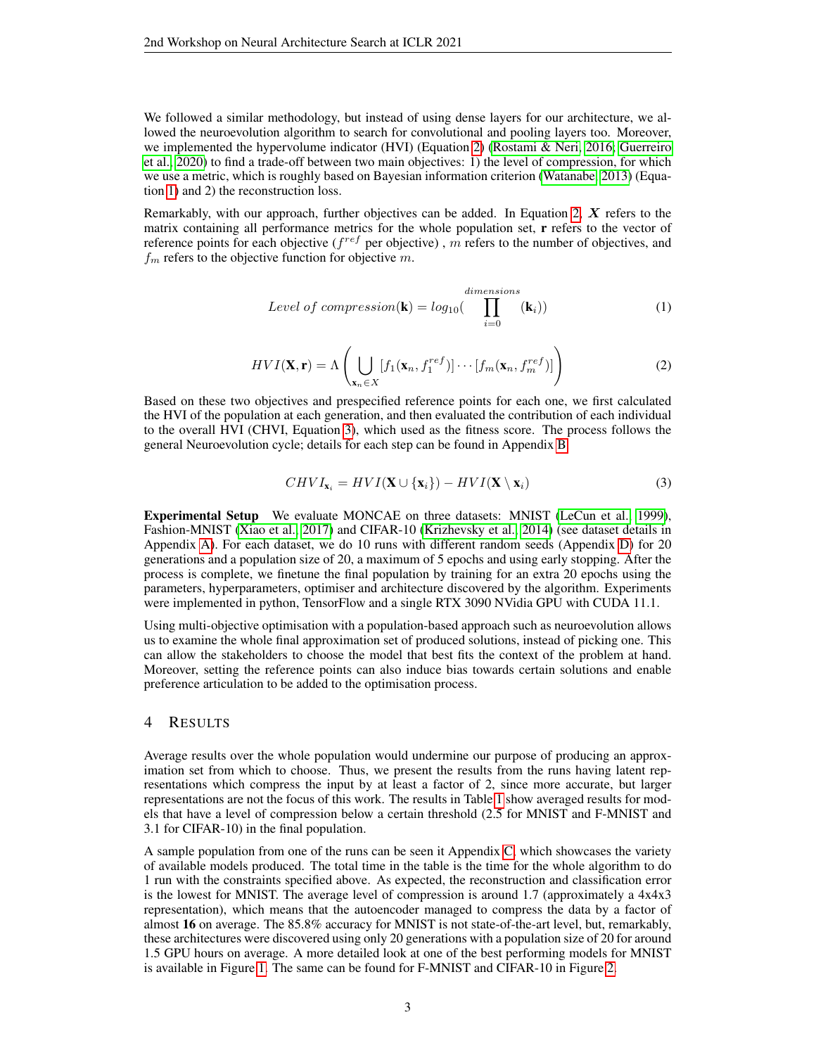We followed a similar methodology, but instead of using dense layers for our architecture, we allowed the neuroevolution algorithm to search for convolutional and pooling layers too. Moreover, we implemented the hypervolume indicator (HVI) (Equation 2) (Rostami & Neri, 2016; Guerreiro et al., 2020) to find a trade-off between two main objectives: 1) the level of compression, for which we use a metric, which is roughly based on Bayesian information criterion (Watanabe, 2013) (Equation 1) and 2) the reconstruction loss.

Remarkably, with our approach, further objectives can be added. In Equation 2, $\boldsymbol{X}$ refers to the matrix containing all performance metrics for the whole population set, $\mathbf{r}$ refers to the vector of reference points for each objective ($f^{ref}$ per objective) , $m$ refers to the number of objectives, and $f_m$ refers to the objective function for objective $m$.

$$Level\ of\ compression(\mathbf{k}) = log_{10}(\prod_{i=0}^{dimensions}(\mathbf{k}_i)) \tag{1}$$

$$HVI(\mathbf{X}, \mathbf{r}) = \Lambda\left(\bigcup_{\mathbf{x}_n \in X}[f_1(\mathbf{x}_n, f_1^{ref})] \cdots [f_m(\mathbf{x}_n, f_m^{ref})]\right) \tag{2}$$

Based on these two objectives and prespecified reference points for each one, we first calculated the HVI of the population at each generation, and then evaluated the contribution of each individual to the overall HVI (CHVI, Equation 3), which used as the fitness score. The process follows the general Neuroevolution cycle; details for each step can be found in Appendix B.

$$CHVI_{\mathbf{x}_i} = HVI(\mathbf{X} \cup \{\mathbf{x}_i\}) - HVI(\mathbf{X} \setminus \mathbf{x}_i) \tag{3}$$

**Experimental Setup** We evaluate MONCAE on three datasets: MNIST (LeCun et al., 1999), Fashion-MNIST (Xiao et al., 2017) and CIFAR-10 (Krizhevsky et al., 2014) (see dataset details in Appendix A). For each dataset, we do 10 runs with different random seeds (Appendix D) for 20 generations and a population size of 20, a maximum of 5 epochs and using early stopping. After the process is complete, we finetune the final population by training for an extra 20 epochs using the parameters, hyperparameters, optimiser and architecture discovered by the algorithm. Experiments were implemented in python, TensorFlow and a single RTX 3090 NVidia GPU with CUDA 11.1.

Using multi-objective optimisation with a population-based approach such as neuroevolution allows us to examine the whole final approximation set of produced solutions, instead of picking one. This can allow the stakeholders to choose the model that best fits the context of the problem at hand. Moreover, setting the reference points can also induce bias towards certain solutions and enable preference articulation to be added to the optimisation process.

## 4 Results

Average results over the whole population would undermine our purpose of producing an approximation set from which to choose. Thus, we present the results from the runs having latent representations which compress the input by at least a factor of 2, since more accurate, but larger representations are not the focus of this work. The results in Table 1 show averaged results for models that have a level of compression below a certain threshold (2.5 for MNIST and F-MNIST and 3.1 for CIFAR-10) in the final population.

A sample population from one of the runs can be seen it Appendix C, which showcases the variety of available models produced. The total time in the table is the time for the whole algorithm to do 1 run with the constraints specified above. As expected, the reconstruction and classification error is the lowest for MNIST. The average level of compression is around 1.7 (approximately a 4x4x3 representation), which means that the autoencoder managed to compress the data by a factor of almost **16** on average. The 85.8% accuracy for MNIST is not state-of-the-art level, but, remarkably, these architectures were discovered using only 20 generations with a population size of 20 for around 1.5 GPU hours on average. A more detailed look at one of the best performing models for MNIST is available in Figure 1. The same can be found for F-MNIST and CIFAR-10 in Figure 2.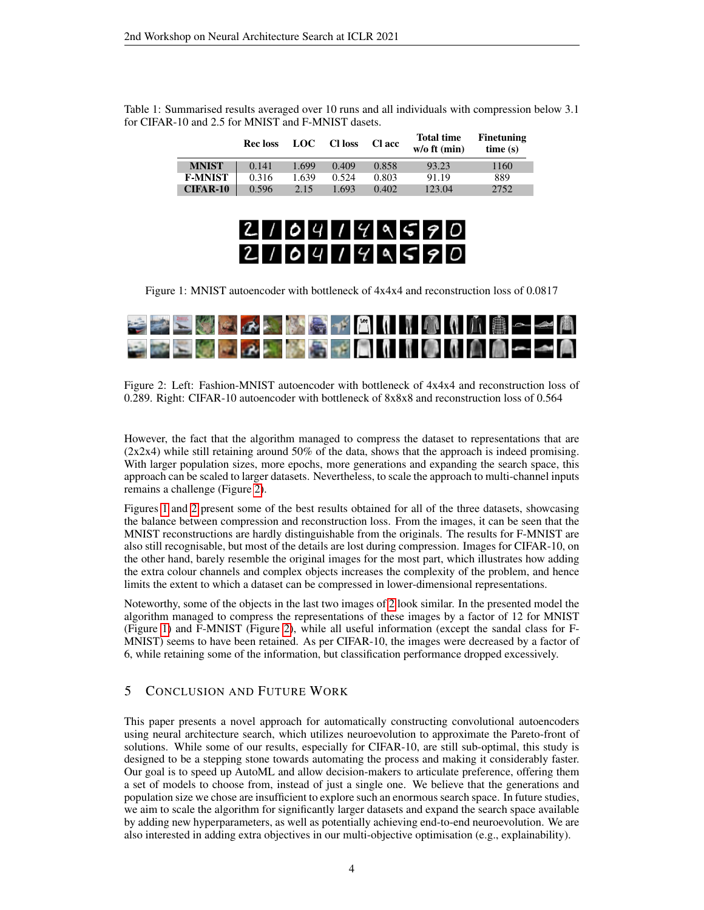Table 1: Summarised results averaged over 10 runs and all individuals with compression below 3.1 for CIFAR-10 and 2.5 for MNIST and F-MNIST dasets.

| | Rec loss | LOC | Cl loss | Cl acc | Total time w/o ft (min) | Finetuning time (s) |
|---|---|---|---|---|---|---|
| **MNIST** | 0.141 | 1.699 | 0.409 | 0.858 | 93.23 | 1160 |
| **F-MNIST** | 0.316 | 1.639 | 0.524 | 0.803 | 91.19 | 889 |
| **CIFAR-10** | 0.596 | 2.15 | 1.693 | 0.402 | 123.04 | 2752 |

Figure 1: MNIST autoencoder with bottleneck of 4x4x4 and reconstruction loss of 0.0817

Figure 2: Left: Fashion-MNIST autoencoder with bottleneck of 4x4x4 and reconstruction loss of 0.289. Right: CIFAR-10 autoencoder with bottleneck of 8x8x8 and reconstruction loss of 0.564

However, the fact that the algorithm managed to compress the dataset to representations that are (2x2x4) while still retaining around 50% of the data, shows that the approach is indeed promising. With larger population sizes, more epochs, more generations and expanding the search space, this approach can be scaled to larger datasets. Nevertheless, to scale the approach to multi-channel inputs remains a challenge (Figure 2).

Figures 1 and 2 present some of the best results obtained for all of the three datasets, showcasing the balance between compression and reconstruction loss. From the images, it can be seen that the MNIST reconstructions are hardly distinguishable from the originals. The results for F-MNIST are also still recognisable, but most of the details are lost during compression. Images for CIFAR-10, on the other hand, barely resemble the original images for the most part, which illustrates how adding the extra colour channels and complex objects increases the complexity of the problem, and hence limits the extent to which a dataset can be compressed in lower-dimensional representations.

Noteworthy, some of the objects in the last two images of 2 look similar. In the presented model the algorithm managed to compress the representations of these images by a factor of 12 for MNIST (Figure 1) and F-MNIST (Figure 2), while all useful information (except the sandal class for F-MNIST) seems to have been retained. As per CIFAR-10, the images were decreased by a factor of 6, while retaining some of the information, but classification performance dropped excessively.

## 5 Conclusion and Future Work

This paper presents a novel approach for automatically constructing convolutional autoencoders using neural architecture search, which utilizes neuroevolution to approximate the Pareto-front of solutions. While some of our results, especially for CIFAR-10, are still sub-optimal, this study is designed to be a stepping stone towards automating the process and making it considerably faster. Our goal is to speed up AutoML and allow decision-makers to articulate preference, offering them a set of models to choose from, instead of just a single one. We believe that the generations and population size we chose are insufficient to explore such an enormous search space. In future studies, we aim to scale the algorithm for significantly larger datasets and expand the search space available by adding new hyperparameters, as well as potentially achieving end-to-end neuroevolution. We are also interested in adding extra objectives in our multi-objective optimisation (e.g., explainability).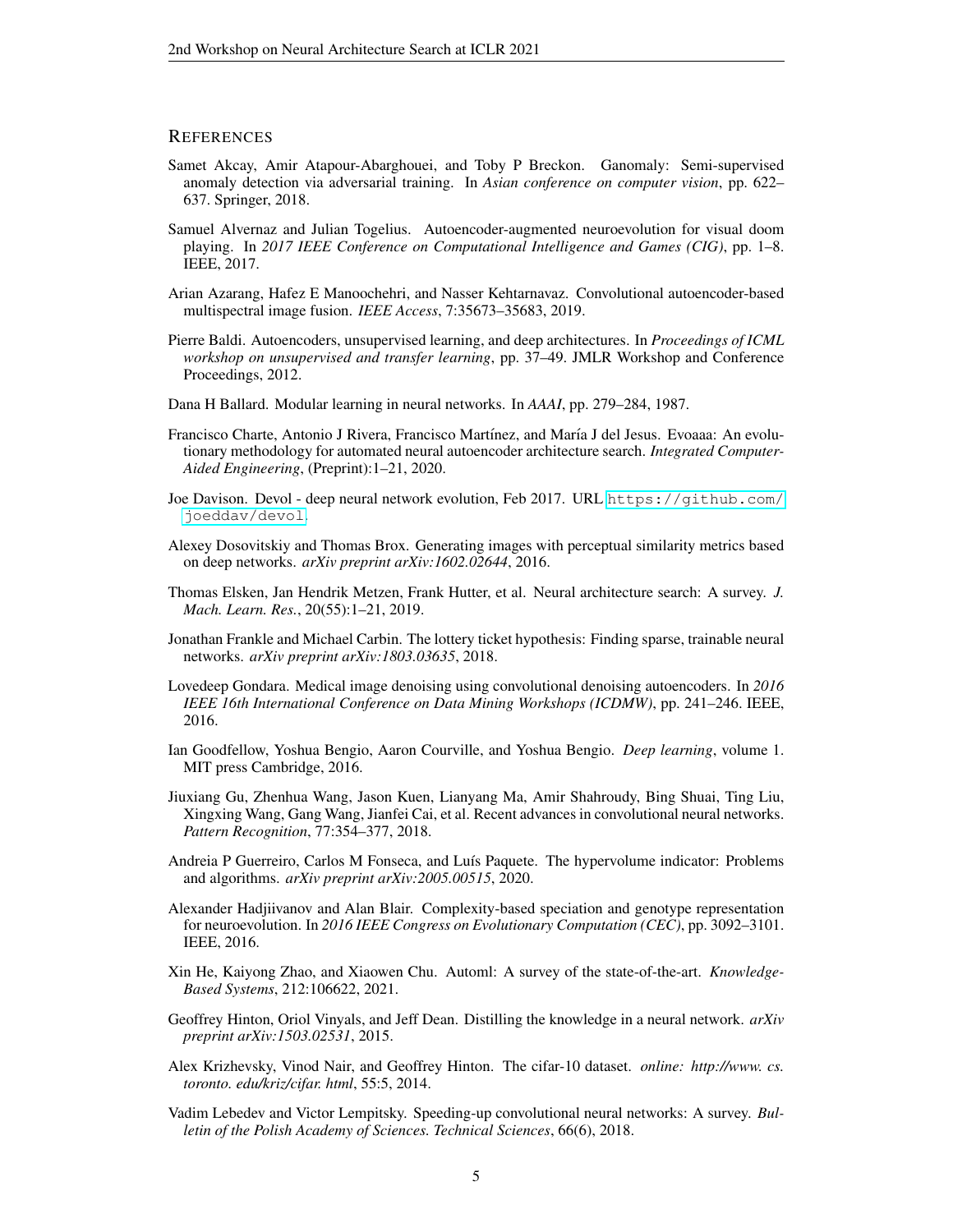## REFERENCES

Samet Akcay, Amir Atapour-Abarghouei, and Toby P Breckon. Ganomaly: Semi-supervised anomaly detection via adversarial training. In *Asian conference on computer vision*, pp. 622–637. Springer, 2018.

Samuel Alvernaz and Julian Togelius. Autoencoder-augmented neuroevolution for visual doom playing. In *2017 IEEE Conference on Computational Intelligence and Games (CIG)*, pp. 1–8. IEEE, 2017.

Arian Azarang, Hafez E Manoochehri, and Nasser Kehtarnavaz. Convolutional autoencoder-based multispectral image fusion. *IEEE Access*, 7:35673–35683, 2019.

Pierre Baldi. Autoencoders, unsupervised learning, and deep architectures. In *Proceedings of ICML workshop on unsupervised and transfer learning*, pp. 37–49. JMLR Workshop and Conference Proceedings, 2012.

Dana H Ballard. Modular learning in neural networks. In *AAAI*, pp. 279–284, 1987.

Francisco Charte, Antonio J Rivera, Francisco Martínez, and María J del Jesus. Evoaaa: An evolutionary methodology for automated neural autoencoder architecture search. *Integrated Computer-Aided Engineering*, (Preprint):1–21, 2020.

Joe Davison. Devol - deep neural network evolution, Feb 2017. URL https://github.com/joeddav/devol.

Alexey Dosovitskiy and Thomas Brox. Generating images with perceptual similarity metrics based on deep networks. *arXiv preprint arXiv:1602.02644*, 2016.

Thomas Elsken, Jan Hendrik Metzen, Frank Hutter, et al. Neural architecture search: A survey. *J. Mach. Learn. Res.*, 20(55):1–21, 2019.

Jonathan Frankle and Michael Carbin. The lottery ticket hypothesis: Finding sparse, trainable neural networks. *arXiv preprint arXiv:1803.03635*, 2018.

Lovedeep Gondara. Medical image denoising using convolutional denoising autoencoders. In *2016 IEEE 16th International Conference on Data Mining Workshops (ICDMW)*, pp. 241–246. IEEE, 2016.

Ian Goodfellow, Yoshua Bengio, Aaron Courville, and Yoshua Bengio. *Deep learning*, volume 1. MIT press Cambridge, 2016.

Jiuxiang Gu, Zhenhua Wang, Jason Kuen, Lianyang Ma, Amir Shahroudy, Bing Shuai, Ting Liu, Xingxing Wang, Gang Wang, Jianfei Cai, et al. Recent advances in convolutional neural networks. *Pattern Recognition*, 77:354–377, 2018.

Andreia P Guerreiro, Carlos M Fonseca, and Luís Paquete. The hypervolume indicator: Problems and algorithms. *arXiv preprint arXiv:2005.00515*, 2020.

Alexander Hadjiivanov and Alan Blair. Complexity-based speciation and genotype representation for neuroevolution. In *2016 IEEE Congress on Evolutionary Computation (CEC)*, pp. 3092–3101. IEEE, 2016.

Xin He, Kaiyong Zhao, and Xiaowen Chu. Automl: A survey of the state-of-the-art. *Knowledge-Based Systems*, 212:106622, 2021.

Geoffrey Hinton, Oriol Vinyals, and Jeff Dean. Distilling the knowledge in a neural network. *arXiv preprint arXiv:1503.02531*, 2015.

Alex Krizhevsky, Vinod Nair, and Geoffrey Hinton. The cifar-10 dataset. *online: http://www. cs. toronto. edu/kriz/cifar. html*, 55:5, 2014.

Vadim Lebedev and Victor Lempitsky. Speeding-up convolutional neural networks: A survey. *Bulletin of the Polish Academy of Sciences. Technical Sciences*, 66(6), 2018.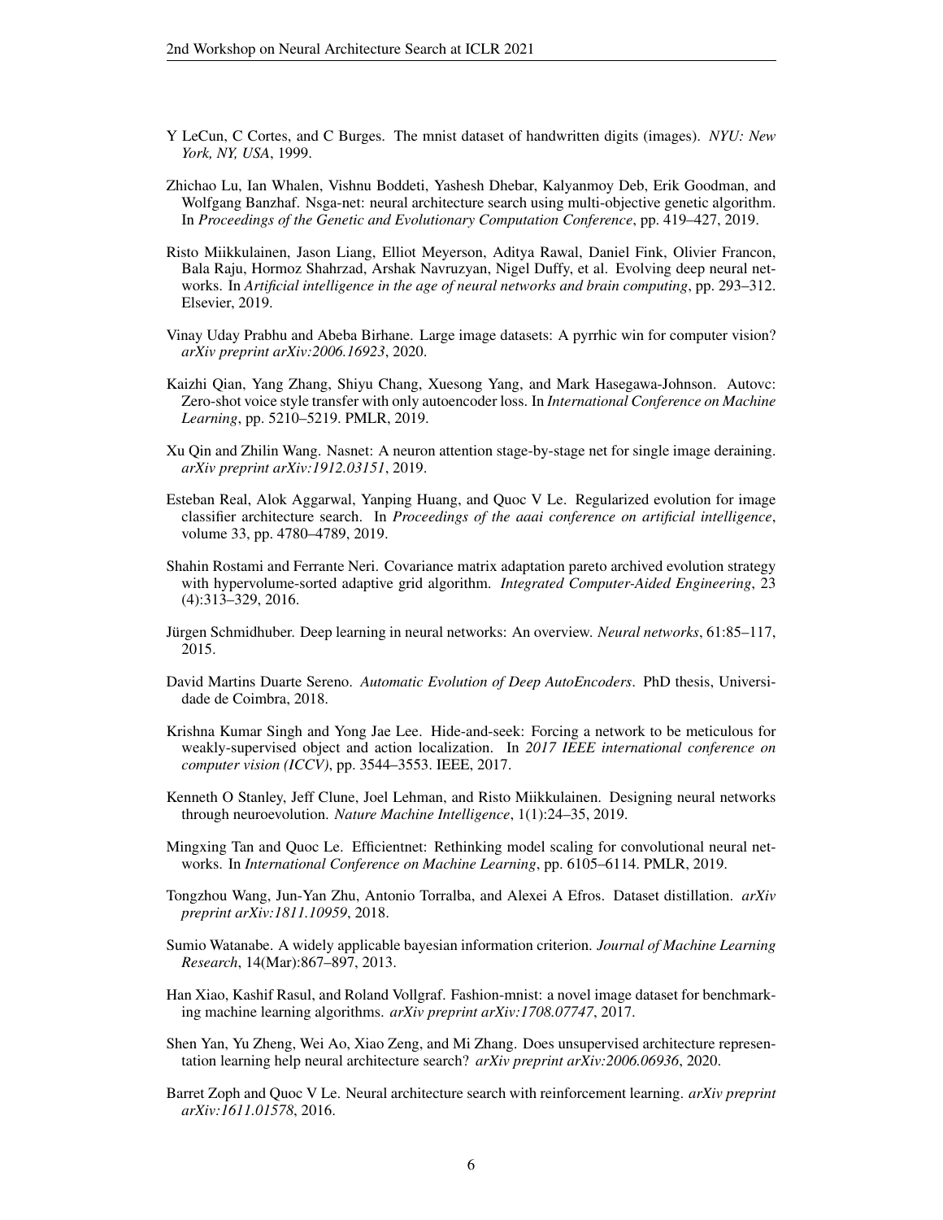Y LeCun, C Cortes, and C Burges. The mnist dataset of handwritten digits (images). *NYU: New York, NY, USA*, 1999.

Zhichao Lu, Ian Whalen, Vishnu Boddeti, Yashesh Dhebar, Kalyanmoy Deb, Erik Goodman, and Wolfgang Banzhaf. Nsga-net: neural architecture search using multi-objective genetic algorithm. In *Proceedings of the Genetic and Evolutionary Computation Conference*, pp. 419–427, 2019.

Risto Miikkulainen, Jason Liang, Elliot Meyerson, Aditya Rawal, Daniel Fink, Olivier Francon, Bala Raju, Hormoz Shahrzad, Arshak Navruzyan, Nigel Duffy, et al. Evolving deep neural networks. In *Artificial intelligence in the age of neural networks and brain computing*, pp. 293–312. Elsevier, 2019.

Vinay Uday Prabhu and Abeba Birhane. Large image datasets: A pyrrhic win for computer vision? *arXiv preprint arXiv:2006.16923*, 2020.

Kaizhi Qian, Yang Zhang, Shiyu Chang, Xuesong Yang, and Mark Hasegawa-Johnson. Autovc: Zero-shot voice style transfer with only autoencoder loss. In *International Conference on Machine Learning*, pp. 5210–5219. PMLR, 2019.

Xu Qin and Zhilin Wang. Nasnet: A neuron attention stage-by-stage net for single image deraining. *arXiv preprint arXiv:1912.03151*, 2019.

Esteban Real, Alok Aggarwal, Yanping Huang, and Quoc V Le. Regularized evolution for image classifier architecture search. In *Proceedings of the aaai conference on artificial intelligence*, volume 33, pp. 4780–4789, 2019.

Shahin Rostami and Ferrante Neri. Covariance matrix adaptation pareto archived evolution strategy with hypervolume-sorted adaptive grid algorithm. *Integrated Computer-Aided Engineering*, 23 (4):313–329, 2016.

Jürgen Schmidhuber. Deep learning in neural networks: An overview. *Neural networks*, 61:85–117, 2015.

David Martins Duarte Sereno. *Automatic Evolution of Deep AutoEncoders*. PhD thesis, Universidade de Coimbra, 2018.

Krishna Kumar Singh and Yong Jae Lee. Hide-and-seek: Forcing a network to be meticulous for weakly-supervised object and action localization. In *2017 IEEE international conference on computer vision (ICCV)*, pp. 3544–3553. IEEE, 2017.

Kenneth O Stanley, Jeff Clune, Joel Lehman, and Risto Miikkulainen. Designing neural networks through neuroevolution. *Nature Machine Intelligence*, 1(1):24–35, 2019.

Mingxing Tan and Quoc Le. Efficientnet: Rethinking model scaling for convolutional neural networks. In *International Conference on Machine Learning*, pp. 6105–6114. PMLR, 2019.

Tongzhou Wang, Jun-Yan Zhu, Antonio Torralba, and Alexei A Efros. Dataset distillation. *arXiv preprint arXiv:1811.10959*, 2018.

Sumio Watanabe. A widely applicable bayesian information criterion. *Journal of Machine Learning Research*, 14(Mar):867–897, 2013.

Han Xiao, Kashif Rasul, and Roland Vollgraf. Fashion-mnist: a novel image dataset for benchmarking machine learning algorithms. *arXiv preprint arXiv:1708.07747*, 2017.

Shen Yan, Yu Zheng, Wei Ao, Xiao Zeng, and Mi Zhang. Does unsupervised architecture representation learning help neural architecture search? *arXiv preprint arXiv:2006.06936*, 2020.

Barret Zoph and Quoc V Le. Neural architecture search with reinforcement learning. *arXiv preprint arXiv:1611.01578*, 2016.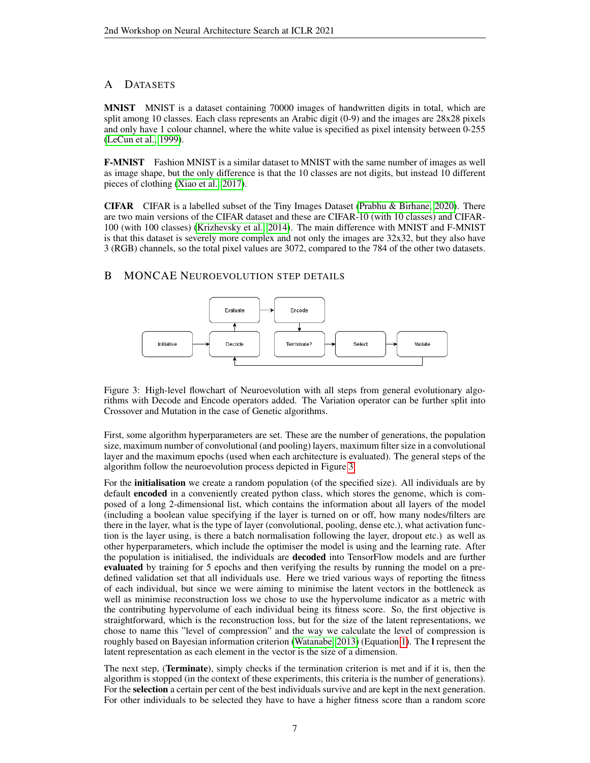## A DATASETS

**MNIST** MNIST is a dataset containing 70000 images of handwritten digits in total, which are split among 10 classes. Each class represents an Arabic digit (0-9) and the images are 28x28 pixels and only have 1 colour channel, where the white value is specified as pixel intensity between 0-255 (LeCun et al., 1999).

**F-MNIST** Fashion MNIST is a similar dataset to MNIST with the same number of images as well as image shape, but the only difference is that the 10 classes are not digits, but instead 10 different pieces of clothing (Xiao et al., 2017).

**CIFAR** CIFAR is a labelled subset of the Tiny Images Dataset (Prabhu & Birhane, 2020). There are two main versions of the CIFAR dataset and these are CIFAR-10 (with 10 classes) and CIFAR-100 (with 100 classes) (Krizhevsky et al., 2014). The main difference with MNIST and F-MNIST is that this dataset is severely more complex and not only the images are 32x32, but they also have 3 (RGB) channels, so the total pixel values are 3072, compared to the 784 of the other two datasets.

## B MONCAE NEUROEVOLUTION STEP DETAILS

Figure 3: High-level flowchart of Neuroevolution with all steps from general evolutionary algorithms with Decode and Encode operators added. The Variation operator can be further split into Crossover and Mutation in the case of Genetic algorithms.

First, some algorithm hyperparameters are set. These are the number of generations, the population size, maximum number of convolutional (and pooling) layers, maximum filter size in a convolutional layer and the maximum epochs (used when each architecture is evaluated). The general steps of the algorithm follow the neuroevolution process depicted in Figure 3.

For the **initialisation** we create a random population (of the specified size). All individuals are by default **encoded** in a conveniently created python class, which stores the genome, which is composed of a long 2-dimensional list, which contains the information about all layers of the model (including a boolean value specifying if the layer is turned on or off, how many nodes/filters are there in the layer, what is the type of layer (convolutional, pooling, dense etc.), what activation function is the layer using, is there a batch normalisation following the layer, dropout etc.) as well as other hyperparameters, which include the optimiser the model is using and the learning rate. After the population is initialised, the individuals are **decoded** into TensorFlow models and are further **evaluated** by training for 5 epochs and then verifying the results by running the model on a predefined validation set that all individuals use. Here we tried various ways of reporting the fitness of each individual, but since we were aiming to minimise the latent vectors in the bottleneck as well as minimise reconstruction loss we chose to use the hypervolume indicator as a metric with the contributing hypervolume of each individual being its fitness score. So, the first objective is straightforward, which is the reconstruction loss, but for the size of the latent representations, we chose to name this "level of compression" and the way we calculate the level of compression is roughly based on Bayesian information criterion (Watanabe, 2013) (Equation 1). The $\mathbf{l}$ represent the latent representation as each element in the vector is the size of a dimension.

The next step, (**Terminate**), simply checks if the termination criterion is met and if it is, then the algorithm is stopped (in the context of these experiments, this criteria is the number of generations). For the **selection** a certain per cent of the best individuals survive and are kept in the next generation. For other individuals to be selected they have to have a higher fitness score than a random score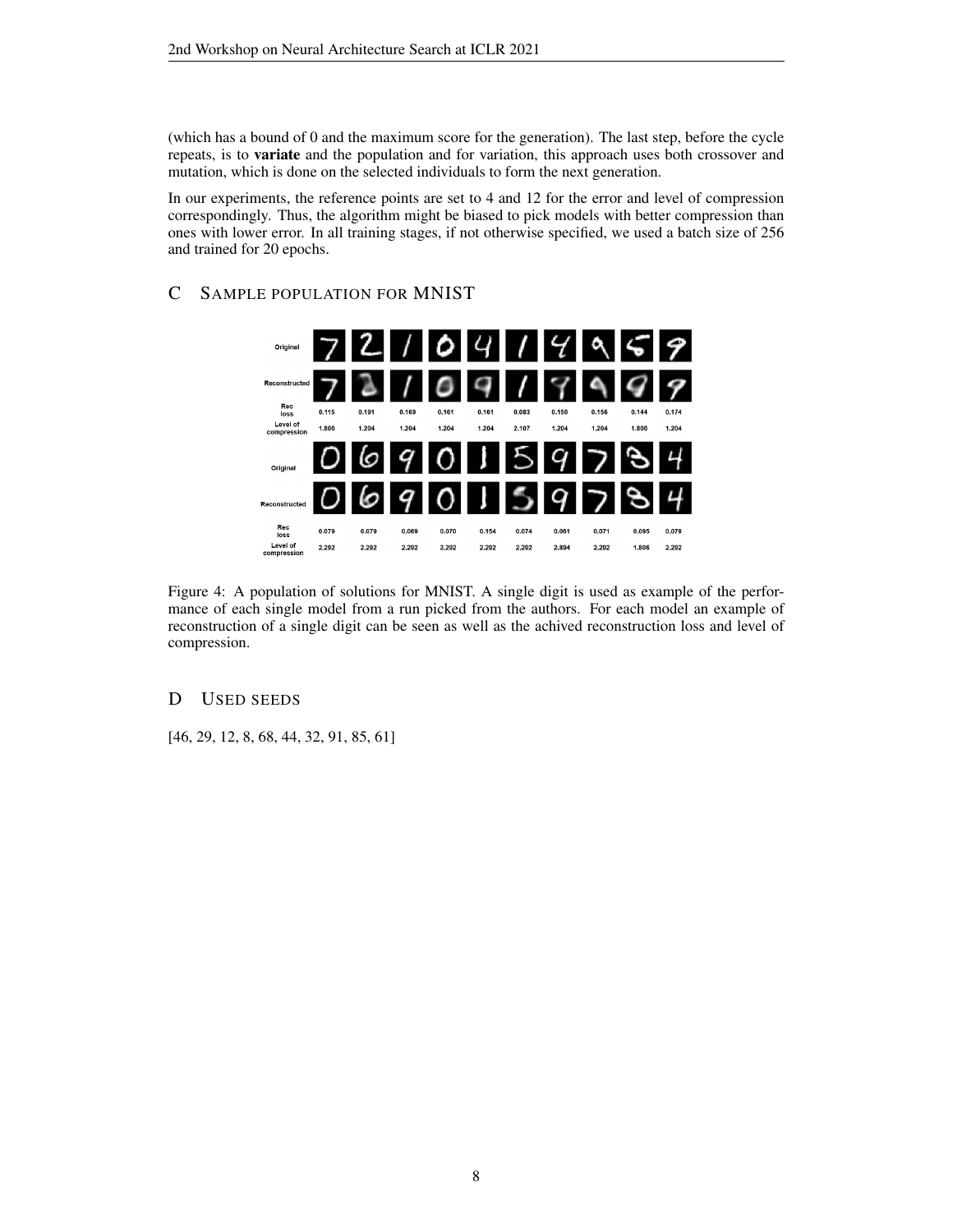(which has a bound of 0 and the maximum score for the generation). The last step, before the cycle repeats, is to **variate** and the population and for variation, this approach uses both crossover and mutation, which is done on the selected individuals to form the next generation.

In our experiments, the reference points are set to 4 and 12 for the error and level of compression correspondingly. Thus, the algorithm might be biased to pick models with better compression than ones with lower error. In all training stages, if not otherwise specified, we used a batch size of 256 and trained for 20 epochs.

## C Sample population for MNIST

Original

Reconstructed

Rec loss 0.115 0.191 0.169 0.161 0.161 0.083 0.150 0.156 0.144 0.174

Level of compression 1.806 1.204 1.204 1.204 1.204 2.107 1.204 1.204 1.806 1.204

Original

Reconstructed

Rec loss 0.079 0.079 0.069 0.070 0.154 0.074 0.061 0.071 0.095 0.079

Level of compression 2.292 2.292 2.292 2.292 2.292 2.292 2.894 2.292 1.806 2.292

Figure 4: A population of solutions for MNIST. A single digit is used as example of the performance of each single model from a run picked from the authors. For each model an example of reconstruction of a single digit can be seen as well as the achived reconstruction loss and level of compression.

## D Used seeds

[46, 29, 12, 8, 68, 44, 32, 91, 85, 61]